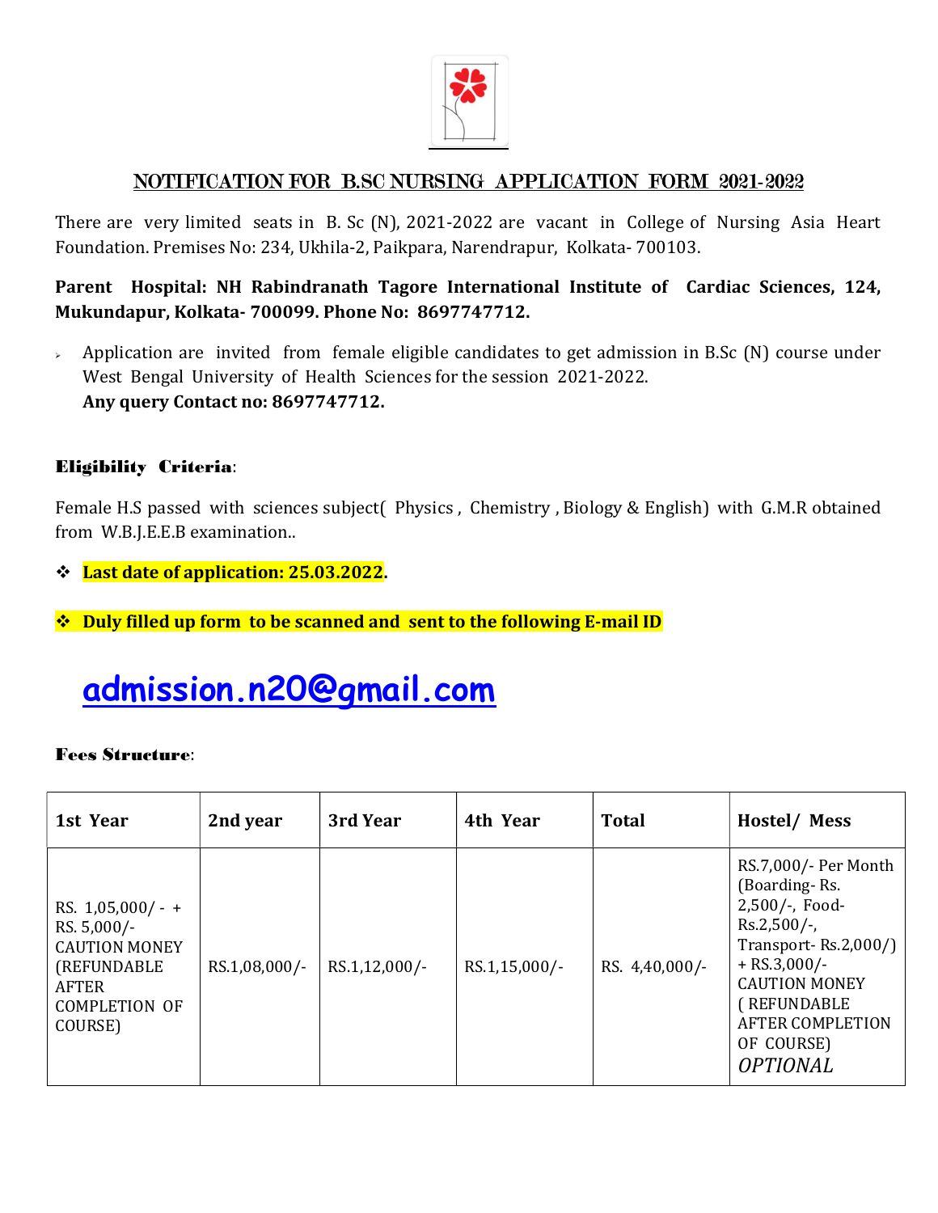# NOTIFICATION FOR B.SC NURSING APPLICATION FORM 2021-2022

There are very limited seats in B. Sc (N), 2021-2022 are vacant in College of Nursing Asia Heart Foundation. Premises No: 234, Ukhila-2, Paikpara, Narendrapur, Kolkata- 700103.

**Parent Hospital: NH Rabindranath Tagore International Institute of Cardiac Sciences, 124, Mukundapur, Kolkata- 700099. Phone No: 8697747712.**

- Application are invited from female eligible candidates to get admission in B.Sc (N) course under West Bengal University of Health Sciences for the session 2021-2022.
  **Any query Contact no: 8697747712.**

**Eligibility Criteria**:

Female H.S passed with sciences subject( Physics , Chemistry , Biology & English) with G.M.R obtained from W.B.J.E.E.B examination..

- **Last date of application: 25.03.2022**.
- **Duly filled up form to be scanned and sent to the following E-mail ID**

## admission.n20@gmail.com

**Fees Structure**:

| 1st Year | 2nd year | 3rd Year | 4th Year | Total | Hostel/ Mess |
|---|---|---|---|---|---|
| RS. 1,05,000/- + RS. 5,000/- CAUTION MONEY (REFUNDABLE AFTER COMPLETION OF COURSE) | RS.1,08,000/- | RS.1,12,000/- | RS.1,15,000/- | RS. 4,40,000/- | RS.7,000/- Per Month (Boarding- Rs. 2,500/-, Food- Rs.2,500/-, Transport- Rs.2,000/) + RS.3,000/- CAUTION MONEY ( REFUNDABLE AFTER COMPLETION OF COURSE) *OPTIONAL* |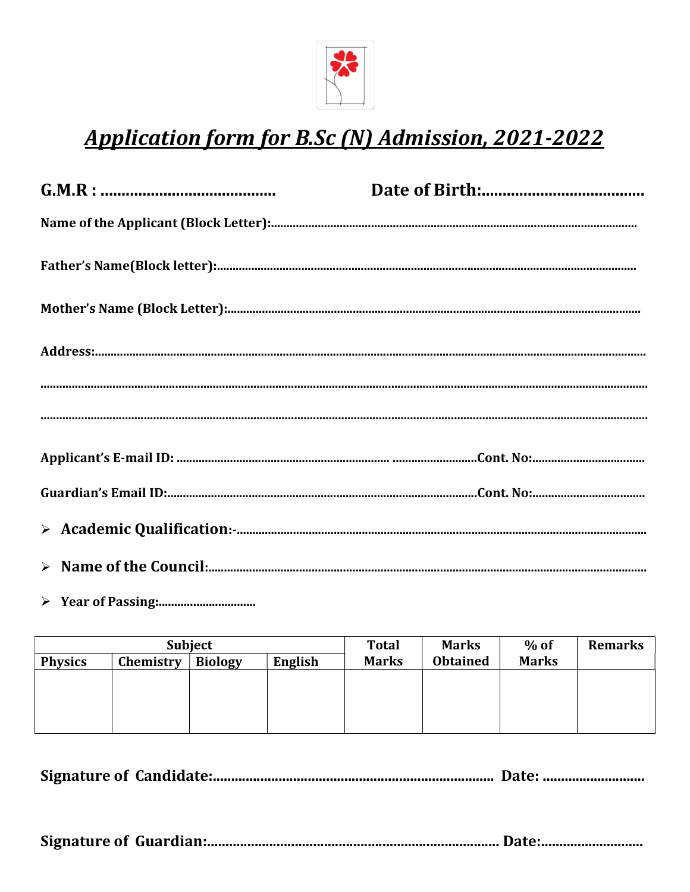# *Application form for B.Sc (N) Admission, 2021-2022*

**G.M.R : ........................................ Date of Birth:.....................................**

**Name of the Applicant (Block Letter):.................................................................................................................**

**Father's Name(Block letter):..............................................................................................................................**

**Mother's Name (Block Letter):..........................................................................................................................**

**Address:.................................................................................................................................................................**

**..............................................................................................................................................................................**

**..............................................................................................................................................................................**

**Applicant's E-mail ID: ................................................................. ...........................Cont. No:...................................**

**Guardian's Email ID:...................................................................................................Cont. No:...................................**

- **Academic Qualification:-.............................................................................................................................**
- **Name of the Council:......................................................................................................................................**
- **Year of Passing:...............................**

| Subject | | | | Total Marks | Marks Obtained | % of Marks | Remarks |
|---|---|---|---|---|---|---|---|
| Physics | Chemistry | Biology | English | | | | |
| | | | | | | | |

**Signature of Candidate:.......................................................................... Date: ...........................**

**Signature of Guardian:............................................................................ Date:...........................**